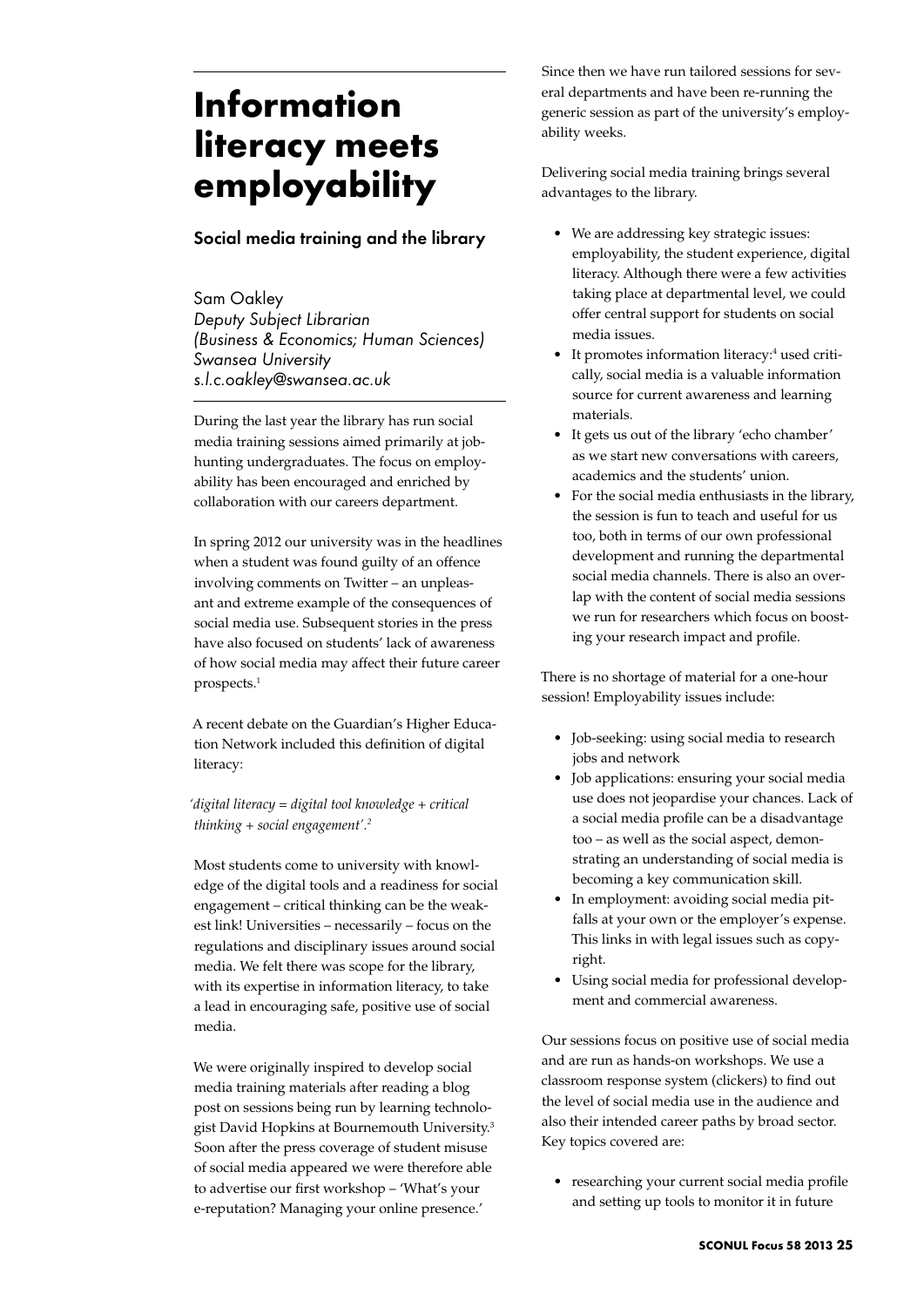# Information literacy meets employability

## Social media training and the library

Sam Oakley
*Deputy Subject Librarian*
*(Business & Economics; Human Sciences)*
*Swansea University*
*s.l.c.oakley@swansea.ac.uk*

During the last year the library has run social media training sessions aimed primarily at job-hunting undergraduates. The focus on employability has been encouraged and enriched by collaboration with our careers department.

In spring 2012 our university was in the headlines when a student was found guilty of an offence involving comments on Twitter – an unpleasant and extreme example of the consequences of social media use. Subsequent stories in the press have also focused on students' lack of awareness of how social media may affect their future career prospects.[1]

A recent debate on the Guardian's Higher Education Network included this definition of digital literacy:

*'digital literacy = digital tool knowledge + critical thinking + social engagement'.*[2]

Most students come to university with knowledge of the digital tools and a readiness for social engagement – critical thinking can be the weakest link! Universities – necessarily – focus on the regulations and disciplinary issues around social media. We felt there was scope for the library, with its expertise in information literacy, to take a lead in encouraging safe, positive use of social media.

We were originally inspired to develop social media training materials after reading a blog post on sessions being run by learning technologist David Hopkins at Bournemouth University.[3] Soon after the press coverage of student misuse of social media appeared we were therefore able to advertise our first workshop – 'What's your e-reputation? Managing your online presence.'

Since then we have run tailored sessions for several departments and have been re-running the generic session as part of the university's employability weeks.

Delivering social media training brings several advantages to the library.

- We are addressing key strategic issues: employability, the student experience, digital literacy. Although there were a few activities taking place at departmental level, we could offer central support for students on social media issues.
- It promotes information literacy:[4] used critically, social media is a valuable information source for current awareness and learning materials.
- It gets us out of the library 'echo chamber' as we start new conversations with careers, academics and the students' union.
- For the social media enthusiasts in the library, the session is fun to teach and useful for us too, both in terms of our own professional development and running the departmental social media channels. There is also an overlap with the content of social media sessions we run for researchers which focus on boosting your research impact and profile.

There is no shortage of material for a one-hour session! Employability issues include:

- Job-seeking: using social media to research jobs and network
- Job applications: ensuring your social media use does not jeopardise your chances. Lack of a social media profile can be a disadvantage too – as well as the social aspect, demonstrating an understanding of social media is becoming a key communication skill.
- In employment: avoiding social media pitfalls at your own or the employer's expense. This links in with legal issues such as copyright.
- Using social media for professional development and commercial awareness.

Our sessions focus on positive use of social media and are run as hands-on workshops. We use a classroom response system (clickers) to find out the level of social media use in the audience and also their intended career paths by broad sector. Key topics covered are:

- researching your current social media profile and setting up tools to monitor it in future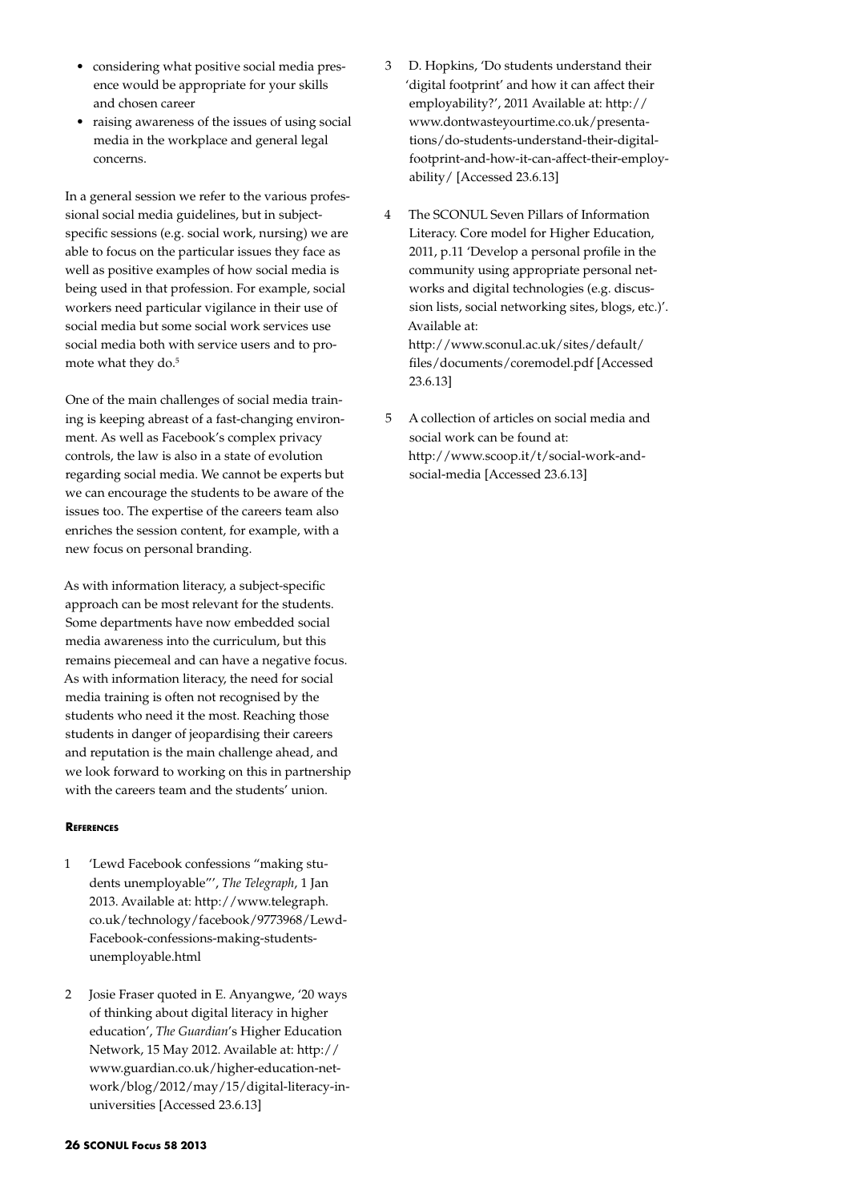- considering what positive social media presence would be appropriate for your skills and chosen career
- raising awareness of the issues of using social media in the workplace and general legal concerns.

In a general session we refer to the various professional social media guidelines, but in subject-specific sessions (e.g. social work, nursing) we are able to focus on the particular issues they face as well as positive examples of how social media is being used in that profession. For example, social workers need particular vigilance in their use of social media but some social work services use social media both with service users and to promote what they do.[5]

One of the main challenges of social media training is keeping abreast of a fast-changing environment. As well as Facebook's complex privacy controls, the law is also in a state of evolution regarding social media. We cannot be experts but we can encourage the students to be aware of the issues too. The expertise of the careers team also enriches the session content, for example, with a new focus on personal branding.

As with information literacy, a subject-specific approach can be most relevant for the students. Some departments have now embedded social media awareness into the curriculum, but this remains piecemeal and can have a negative focus. As with information literacy, the need for social media training is often not recognised by the students who need it the most. Reaching those students in danger of jeopardising their careers and reputation is the main challenge ahead, and we look forward to working on this in partnership with the careers team and the students' union.

#### References

1. 'Lewd Facebook confessions "making students unemployable"', *The Telegraph*, 1 Jan 2013. Available at: http://www.telegraph.co.uk/technology/facebook/9773968/Lewd-Facebook-confessions-making-students-unemployable.html
2. Josie Fraser quoted in E. Anyangwe, '20 ways of thinking about digital literacy in higher education', *The Guardian*'s Higher Education Network, 15 May 2012. Available at: http://www.guardian.co.uk/higher-education-network/blog/2012/may/15/digital-literacy-in-universities [Accessed 23.6.13]
3. D. Hopkins, 'Do students understand their 'digital footprint' and how it can affect their employability?', 2011 Available at: http://www.dontwasteyourtime.co.uk/presentations/do-students-understand-their-digital-footprint-and-how-it-can-affect-their-employability/ [Accessed 23.6.13]
4. The SCONUL Seven Pillars of Information Literacy. Core model for Higher Education, 2011, p.11 'Develop a personal profile in the community using appropriate personal networks and digital technologies (e.g. discussion lists, social networking sites, blogs, etc.)'. Available at: http://www.sconul.ac.uk/sites/default/files/documents/coremodel.pdf [Accessed 23.6.13]
5. A collection of articles on social media and social work can be found at: http://www.scoop.it/t/social-work-and-social-media [Accessed 23.6.13]